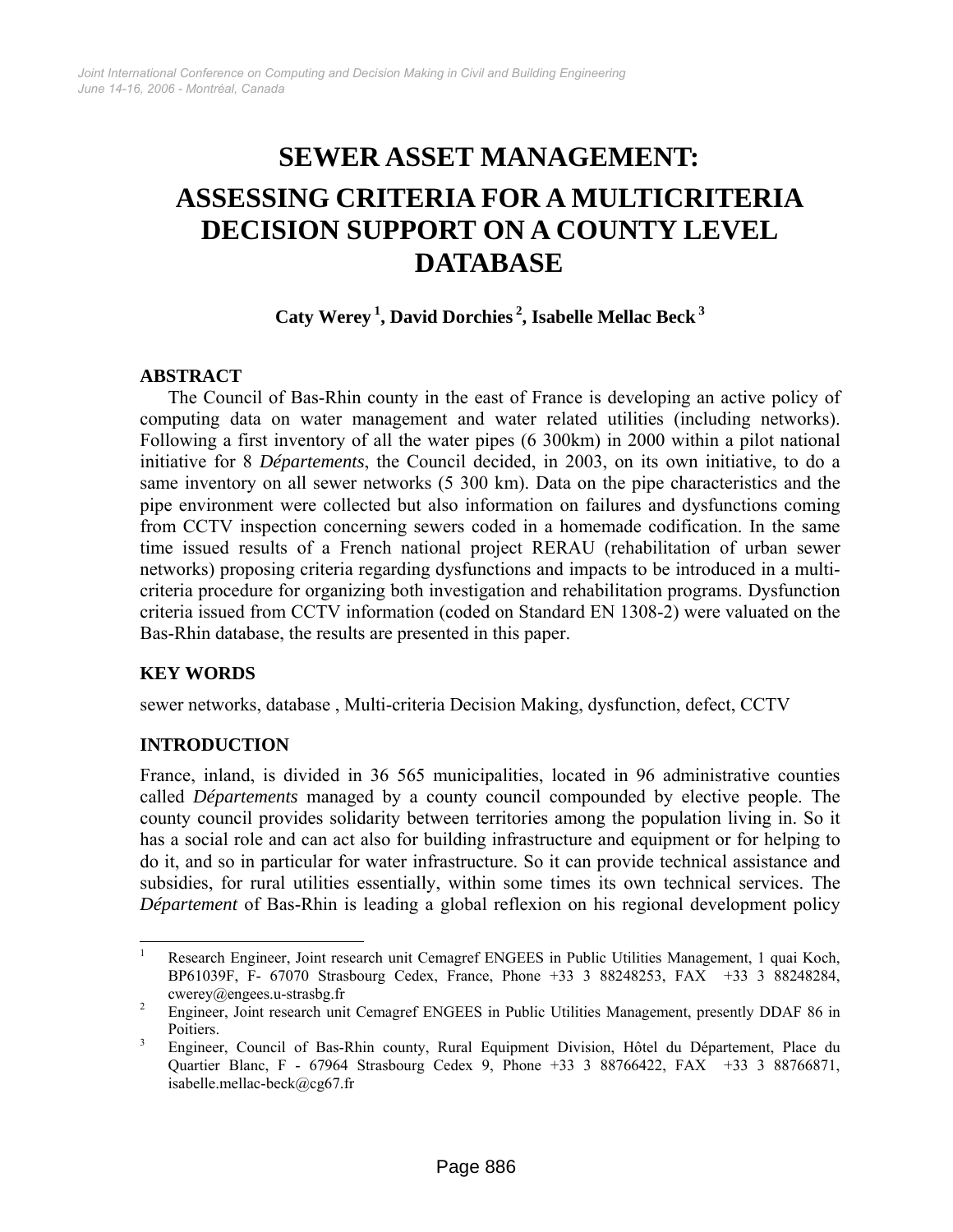# SEWER ASSET MANAGEMENT: ASSESSING CRITERIA FOR A MULTICRITERIA DECISION SUPPORT ON A COUNTY LEVEL DATABASE

**Caty Werey [1], David Dorchies [2], Isabelle Mellac Beck [3]**

## ABSTRACT

The Council of Bas-Rhin county in the east of France is developing an active policy of computing data on water management and water related utilities (including networks). Following a first inventory of all the water pipes (6 300km) in 2000 within a pilot national initiative for 8 *Départements*, the Council decided, in 2003, on its own initiative, to do a same inventory on all sewer networks (5 300 km). Data on the pipe characteristics and the pipe environment were collected but also information on failures and dysfunctions coming from CCTV inspection concerning sewers coded in a homemade codification. In the same time issued results of a French national project RERAU (rehabilitation of urban sewer networks) proposing criteria regarding dysfunctions and impacts to be introduced in a multi-criteria procedure for organizing both investigation and rehabilitation programs. Dysfunction criteria issued from CCTV information (coded on Standard EN 1308-2) were valuated on the Bas-Rhin database, the results are presented in this paper.

## KEY WORDS

sewer networks, database , Multi-criteria Decision Making, dysfunction, defect, CCTV

## INTRODUCTION

France, inland, is divided in 36 565 municipalities, located in 96 administrative counties called *Départements* managed by a county council compounded by elective people. The county council provides solidarity between territories among the population living in. So it has a social role and can act also for building infrastructure and equipment or for helping to do it, and so in particular for water infrastructure. So it can provide technical assistance and subsidies, for rural utilities essentially, within some times its own technical services. The *Département* of Bas-Rhin is leading a global reflexion on his regional development policy

---

[1] Research Engineer, Joint research unit Cemagref ENGEES in Public Utilities Management, 1 quai Koch, BP61039F, F- 67070 Strasbourg Cedex, France, Phone +33 3 88248253, FAX +33 3 88248284, cwerey@engees.u-strasbg.fr

[2] Engineer, Joint research unit Cemagref ENGEES in Public Utilities Management, presently DDAF 86 in Poitiers.

[3] Engineer, Council of Bas-Rhin county, Rural Equipment Division, Hôtel du Département, Place du Quartier Blanc, F - 67964 Strasbourg Cedex 9, Phone +33 3 88766422, FAX +33 3 88766871, isabelle.mellac-beck@cg67.fr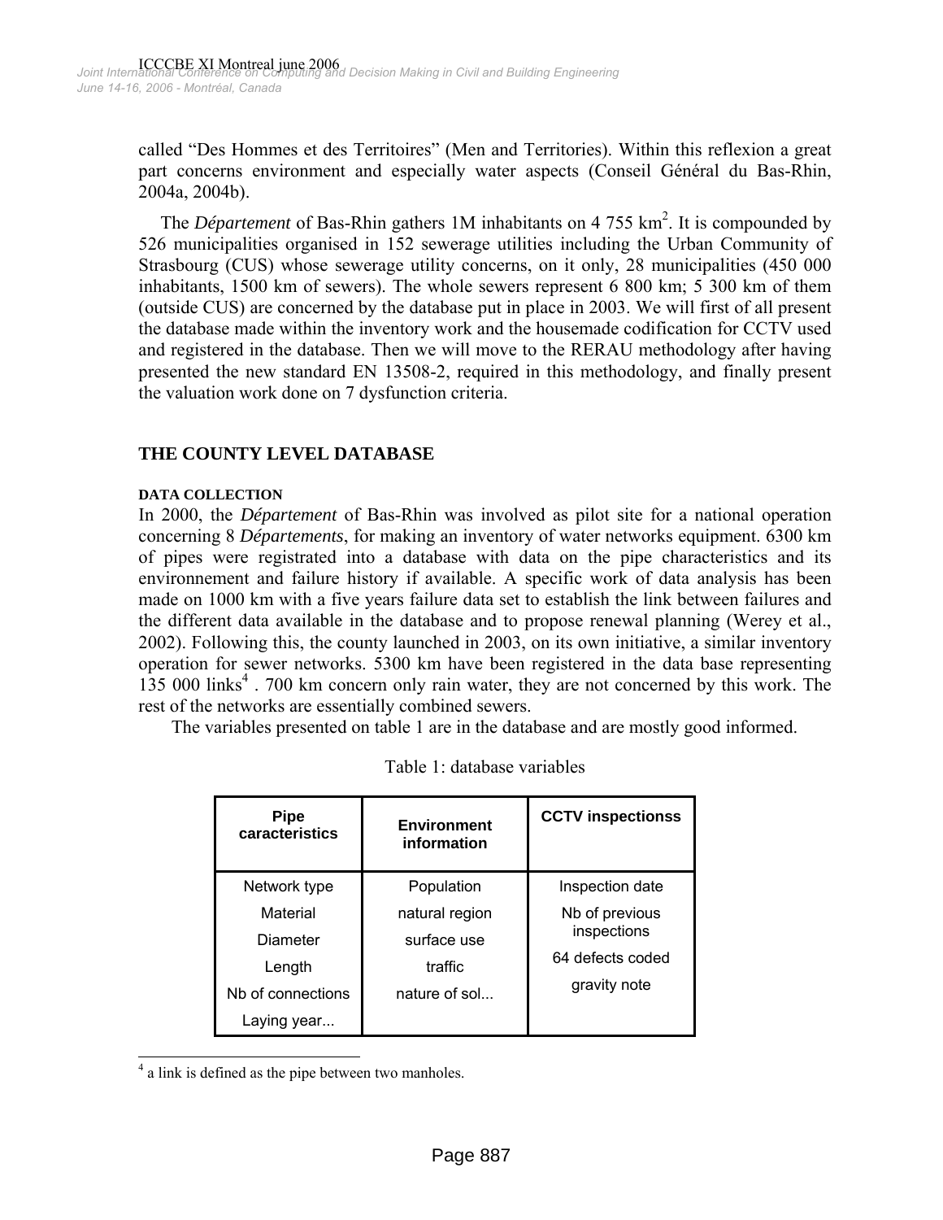called "Des Hommes et des Territoires" (Men and Territories). Within this reflexion a great part concerns environment and especially water aspects (Conseil Général du Bas-Rhin, 2004a, 2004b).

The *Département* of Bas-Rhin gathers 1M inhabitants on 4 755 km$^2$. It is compounded by 526 municipalities organised in 152 sewerage utilities including the Urban Community of Strasbourg (CUS) whose sewerage utility concerns, on it only, 28 municipalities (450 000 inhabitants, 1500 km of sewers). The whole sewers represent 6 800 km; 5 300 km of them (outside CUS) are concerned by the database put in place in 2003. We will first of all present the database made within the inventory work and the housemade codification for CCTV used and registered in the database. Then we will move to the RERAU methodology after having presented the new standard EN 13508-2, required in this methodology, and finally present the valuation work done on 7 dysfunction criteria.

## THE COUNTY LEVEL DATABASE

### DATA COLLECTION

In 2000, the *Département* of Bas-Rhin was involved as pilot site for a national operation concerning 8 *Départements*, for making an inventory of water networks equipment. 6300 km of pipes were registrated into a database with data on the pipe characteristics and its environnement and failure history if available. A specific work of data analysis has been made on 1000 km with a five years failure data set to establish the link between failures and the different data available in the database and to propose renewal planning (Werey et al., 2002). Following this, the county launched in 2003, on its own initiative, a similar inventory operation for sewer networks. 5300 km have been registered in the data base representing 135 000 links[4] . 700 km concern only rain water, they are not concerned by this work. The rest of the networks are essentially combined sewers.

The variables presented on table 1 are in the database and are mostly good informed.

Table 1: database variables

| Pipe caracteristics | Environment information | CCTV inspectionss |
|---|---|---|
| Network type<br>Material<br>Diameter<br>Length<br>Nb of connections<br>Laying year... | Population<br>natural region<br>surface use<br>traffic<br>nature of sol... | Inspection date<br>Nb of previous inspections<br>64 defects coded<br>gravity note |

[4] a link is defined as the pipe between two manholes.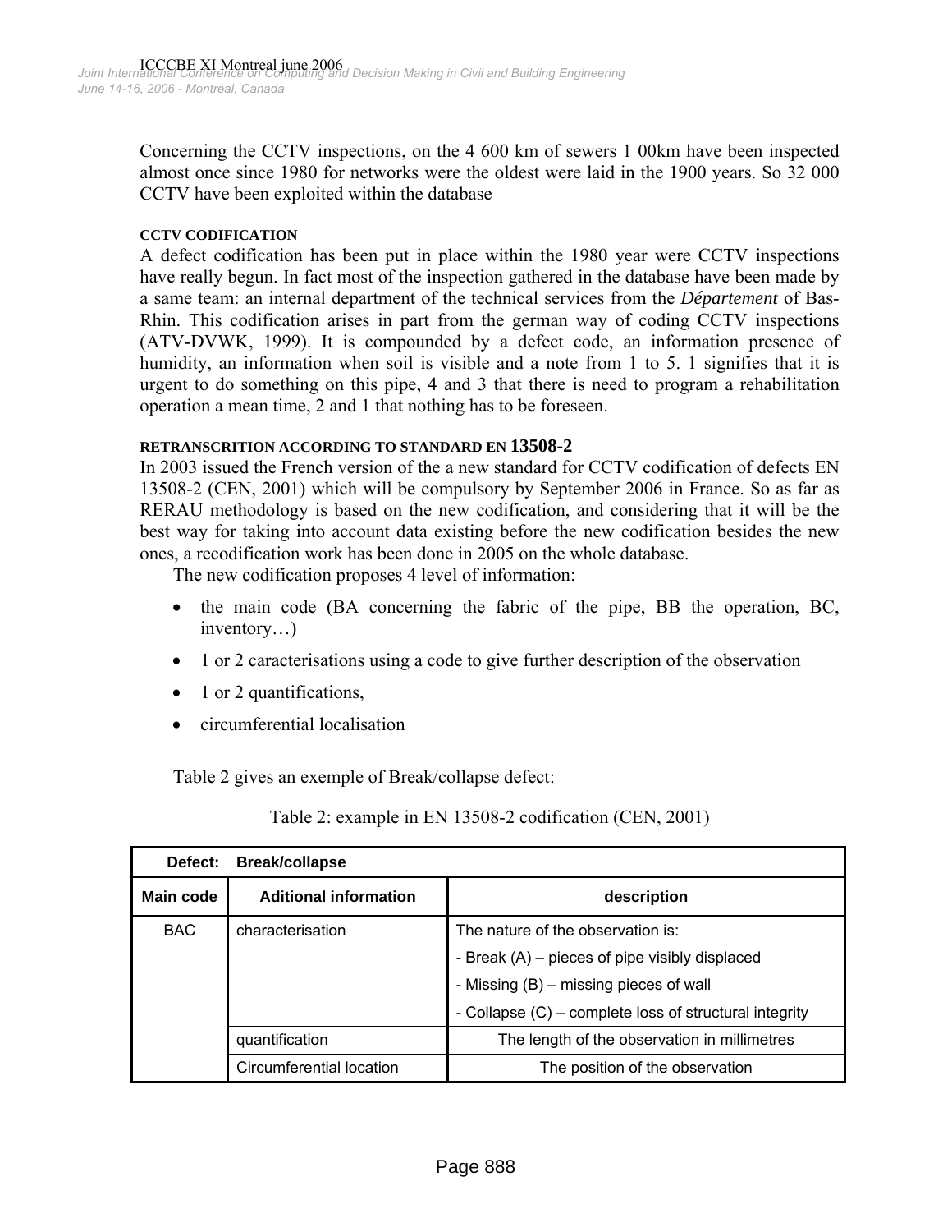Concerning the CCTV inspections, on the 4 600 km of sewers 1 00km have been inspected almost once since 1980 for networks were the oldest were laid in the 1900 years. So 32 000 CCTV have been exploited within the database

### CCTV CODIFICATION

A defect codification has been put in place within the 1980 year were CCTV inspections have really begun. In fact most of the inspection gathered in the database have been made by a same team: an internal department of the technical services from the *Département* of Bas-Rhin. This codification arises in part from the german way of coding CCTV inspections (ATV-DVWK, 1999). It is compounded by a defect code, an information presence of humidity, an information when soil is visible and a note from 1 to 5. 1 signifies that it is urgent to do something on this pipe, 4 and 3 that there is need to program a rehabilitation operation a mean time, 2 and 1 that nothing has to be foreseen.

### RETRANSCRITION ACCORDING TO STANDARD EN 13508-2

In 2003 issued the French version of the a new standard for CCTV codification of defects EN 13508-2 (CEN, 2001) which will be compulsory by September 2006 in France. So as far as RERAU methodology is based on the new codification, and considering that it will be the best way for taking into account data existing before the new codification besides the new ones, a recodification work has been done in 2005 on the whole database.

The new codification proposes 4 level of information:

- the main code (BA concerning the fabric of the pipe, BB the operation, BC, inventory…)
- 1 or 2 caracterisations using a code to give further description of the observation
- 1 or 2 quantifications,
- circumferential localisation

Table 2 gives an exemple of Break/collapse defect:

Table 2: example in EN 13508-2 codification (CEN, 2001)

| **Defect:** | **Break/collapse** | |
|---|---|---|
| **Main code** | **Aditional information** | **description** |
| BAC | characterisation | The nature of the observation is:<br>- Break (A) – pieces of pipe visibly displaced<br>- Missing (B) – missing pieces of wall<br>- Collapse (C) – complete loss of structural integrity |
| | quantification | The length of the observation in millimetres |
| | Circumferential location | The position of the observation |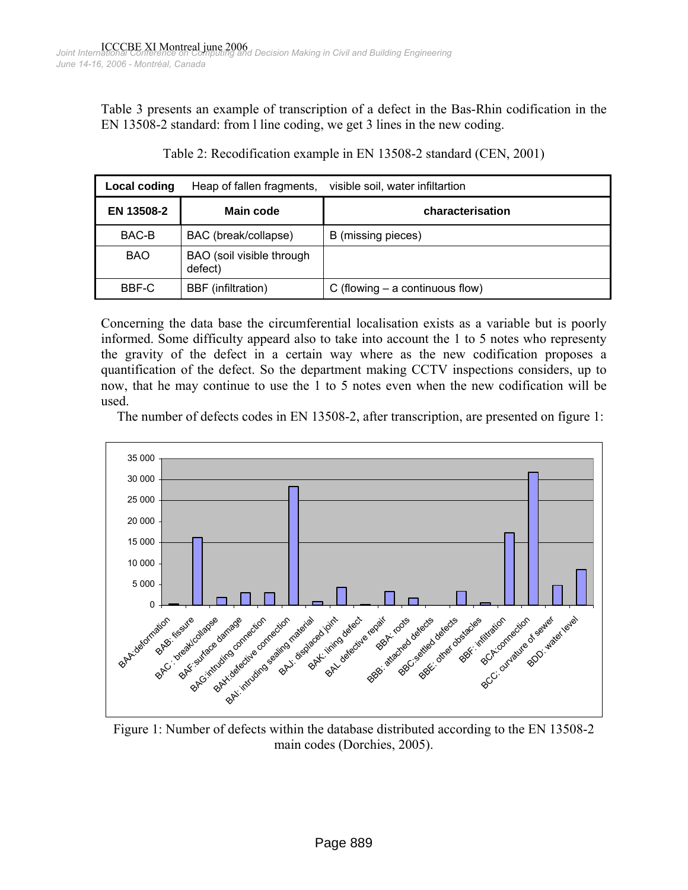Table 3 presents an example of transcription of a defect in the Bas-Rhin codification in the EN 13508-2 standard: from l line coding, we get 3 lines in the new coding.

Table 2: Recodification example in EN 13508-2 standard (CEN, 2001)

| **Local coding** | Heap of fallen fragments, | visible soil, water infiltartion |
|---|---|---|
| **EN 13508-2** | **Main code** | **characterisation** |
| BAC-B | BAC (break/collapse) | B (missing pieces) |
| BAO | BAO (soil visible through defect) | |
| BBF-C | BBF (infiltration) | C (flowing – a continuous flow) |

Concerning the data base the circumferential localisation exists as a variable but is poorly informed. Some difficulty appeard also to take into account the 1 to 5 notes who representy the gravity of the defect in a certain way where as the new codification proposes a quantification of the defect. So the department making CCTV inspections considers, up to now, that he may continue to use the 1 to 5 notes even when the new codification will be used.

The number of defects codes in EN 13508-2, after transcription, are presented on figure 1:

Figure 1: Number of defects within the database distributed according to the EN 13508-2 main codes (Dorchies, 2005).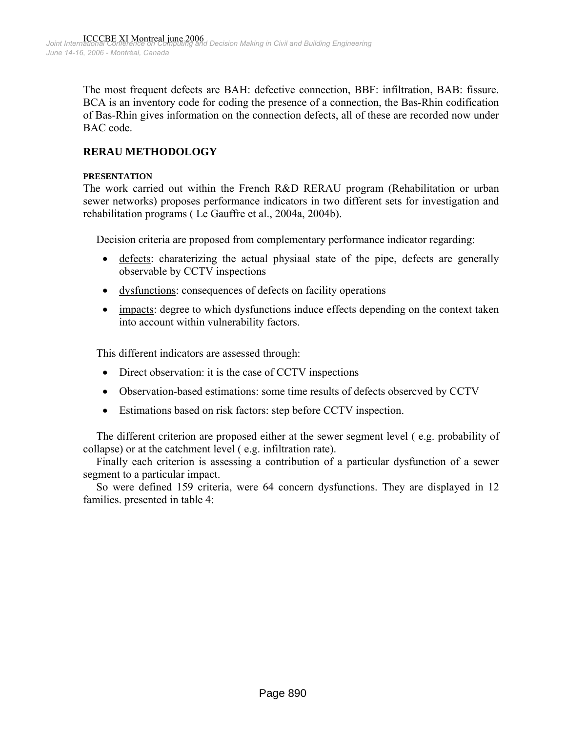The most frequent defects are BAH: defective connection, BBF: infiltration, BAB: fissure. BCA is an inventory code for coding the presence of a connection, the Bas-Rhin codification of Bas-Rhin gives information on the connection defects, all of these are recorded now under BAC code.

## RERAU METHODOLOGY

### PRESENTATION

The work carried out within the French R&D RERAU program (Rehabilitation or urban sewer networks) proposes performance indicators in two different sets for investigation and rehabilitation programs ( Le Gauffre et al., 2004a, 2004b).

Decision criteria are proposed from complementary performance indicator regarding:

- defects: charaterizing the actual physiaal state of the pipe, defects are generally observable by CCTV inspections
- dysfunctions: consequences of defects on facility operations
- impacts: degree to which dysfunctions induce effects depending on the context taken into account within vulnerability factors.

This different indicators are assessed through:

- Direct observation: it is the case of CCTV inspections
- Observation-based estimations: some time results of defects obsercved by CCTV
- Estimations based on risk factors: step before CCTV inspection.

The different criterion are proposed either at the sewer segment level ( e.g. probability of collapse) or at the catchment level ( e.g. infiltration rate).

Finally each criterion is assessing a contribution of a particular dysfunction of a sewer segment to a particular impact.

So were defined 159 criteria, were 64 concern dysfunctions. They are displayed in 12 families. presented in table 4: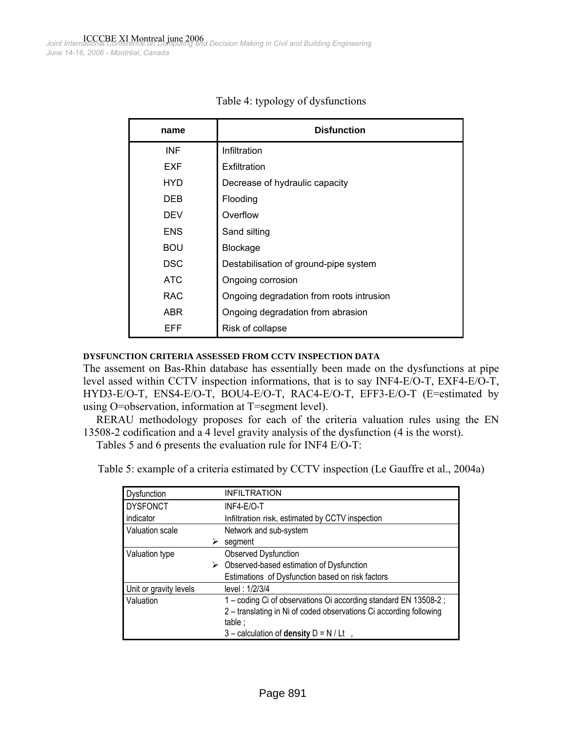Table 4: typology of dysfunctions

| name | Disfunction |
|---|---|
| INF | Infiltration |
| EXF | Exfiltration |
| HYD | Decrease of hydraulic capacity |
| DEB | Flooding |
| DEV | Overflow |
| ENS | Sand silting |
| BOU | Blockage |
| DSC | Destabilisation of ground-pipe system |
| ATC | Ongoing corrosion |
| RAC | Ongoing degradation from roots intrusion |
| ABR | Ongoing degradation from abrasion |
| EFF | Risk of collapse |

### DYSFUNCTION CRITERIA ASSESSED FROM CCTV INSPECTION DATA

The assement on Bas-Rhin database has essentially been made on the dysfunctions at pipe level assed within CCTV inspection informations, that is to say INF4-E/O-T, EXF4-E/O-T, HYD3-E/O-T, ENS4-E/O-T, BOU4-E/O-T, RAC4-E/O-T, EFF3-E/O-T (E=estimated by using O=observation, information at T=segment level).

RERAU methodology proposes for each of the criteria valuation rules using the EN 13508-2 codification and a 4 level gravity analysis of the dysfunction (4 is the worst).

Tables 5 and 6 presents the evaluation rule for INF4 E/O-T:

Table 5: example of a criteria estimated by CCTV inspection (Le Gauffre et al., 2004a)

| Dysfunction | INFILTRATION |
|---|---|
| DYSFONCT indicator | INF4-E/O-T<br>Infiltration risk, estimated by CCTV inspection |
| Valuation scale | Network and sub-system<br>➢ segment |
| Valuation type | Observed Dysfunction<br>➢ Observed-based estimation of Dysfunction<br>Estimations of Dysfunction based on risk factors |
| Unit or gravity levels | level : 1/2/3/4 |
| Valuation | 1 – coding Ci of observations Oi according standard EN 13508-2 ;<br>2 – translating in Ni of coded observations Ci according following table ;<br>3 – calculation of **density** D = N / Lt , |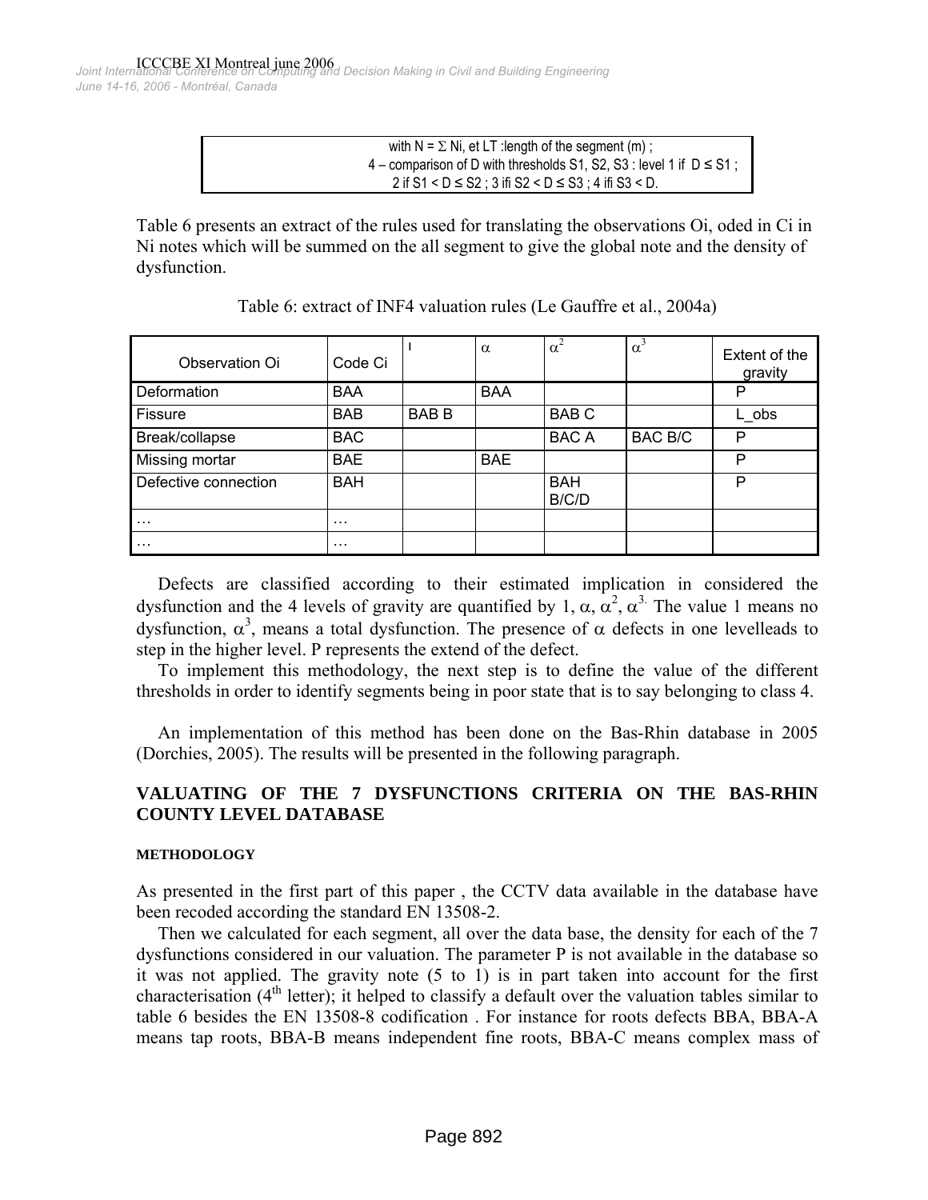with $N = \Sigma$ Ni, et LT :length of the segment (m) ;
4 – comparison of D with thresholds S1, S2, S3 : level 1 if $D \leq S1$ ;
2 if $S1 < D \leq S2$ ; 3 ifi $S2 < D \leq S3$ ; 4 ifi $S3 < D$.

Table 6 presents an extract of the rules used for translating the observations Oi, oded in Ci in Ni notes which will be summed on the all segment to give the global note and the density of dysfunction.

Table 6: extract of INF4 valuation rules (Le Gauffre et al., 2004a)

| Observation Oi | Code Ci | I | $\alpha$ | $\alpha^2$ | $\alpha^3$ | Extent of the gravity |
|---|---|---|---|---|---|---|
| Deformation | BAA | | BAA | | | P |
| Fissure | BAB | BAB B | | BAB C | | L_obs |
| Break/collapse | BAC | | | BAC A | BAC B/C | P |
| Missing mortar | BAE | | BAE | | | P |
| Defective connection | BAH | | | BAH B/C/D | | P |
| … | … | | | | | |
| … | … | | | | | |

Defects are classified according to their estimated implication in considered the dysfunction and the 4 levels of gravity are quantified by 1, $\alpha$, $\alpha^2$, $\alpha^3$. The value 1 means no dysfunction, $\alpha^3$, means a total dysfunction. The presence of $\alpha$ defects in one levelleads to step in the higher level. P represents the extend of the defect.

To implement this methodology, the next step is to define the value of the different thresholds in order to identify segments being in poor state that is to say belonging to class 4.

An implementation of this method has been done on the Bas-Rhin database in 2005 (Dorchies, 2005). The results will be presented in the following paragraph.

## VALUATING OF THE 7 DYSFUNCTIONS CRITERIA ON THE BAS-RHIN COUNTY LEVEL DATABASE

### METHODOLOGY

As presented in the first part of this paper , the CCTV data available in the database have been recoded according the standard EN 13508-2.

Then we calculated for each segment, all over the data base, the density for each of the 7 dysfunctions considered in our valuation. The parameter P is not available in the database so it was not applied. The gravity note (5 to 1) is in part taken into account for the first characterisation (4th letter); it helped to classify a default over the valuation tables similar to table 6 besides the EN 13508-8 codification . For instance for roots defects BBA, BBA-A means tap roots, BBA-B means independent fine roots, BBA-C means complex mass of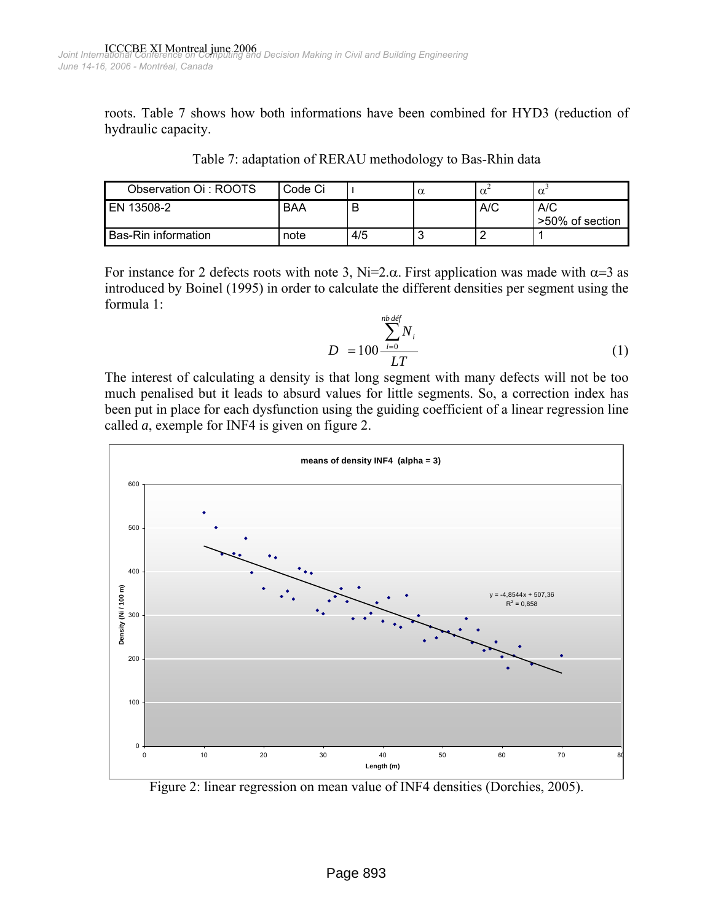roots. Table 7 shows how both informations have been combined for HYD3 (reduction of hydraulic capacity.

Table 7: adaptation of RERAU methodology to Bas-Rhin data

| Observation Oi : ROOTS | Code Ci | I | $\alpha$ | $\alpha^2$ | $\alpha^3$ |
|---|---|---|---|---|---|
| EN 13508-2 | BAA | B | | A/C | A/C >50% of section |
| Bas-Rin information | note | 4/5 | 3 | 2 | 1 |

For instance for 2 defects roots with note 3, $N_i=2.\alpha$. First application was made with $\alpha=3$ as introduced by Boinel (1995) in order to calculate the different densities per segment using the formula 1:

$$D = 100 \frac{\sum_{i=0}^{nb\,déf} N_i}{LT} \quad (1)$$

The interest of calculating a density is that long segment with many defects will not be too much penalised but it leads to absurd values for little segments. So, a correction index has been put in place for each dysfunction using the guiding coefficient of a linear regression line called *a*, exemple for INF4 is given on figure 2.

Figure 2: linear regression on mean value of INF4 densities (Dorchies, 2005).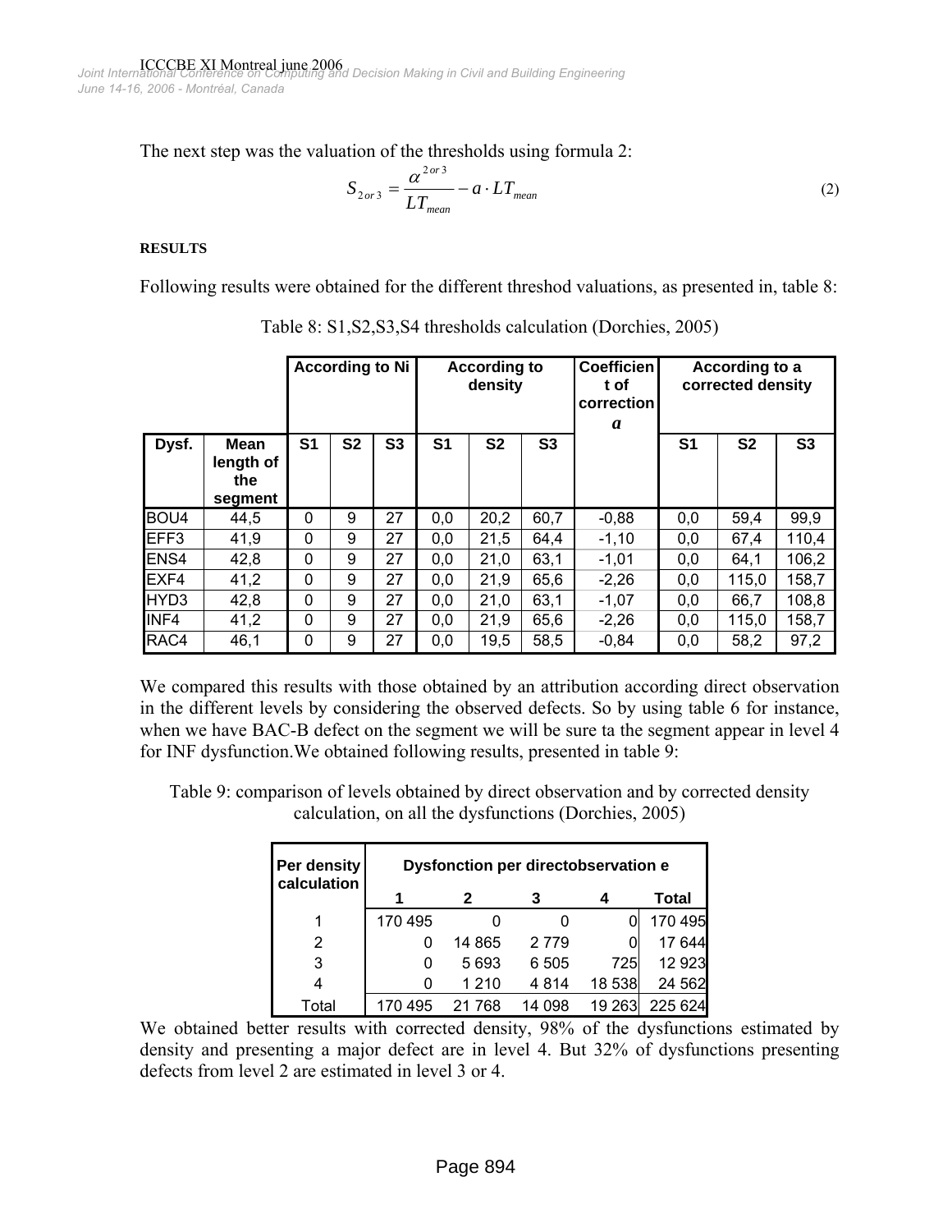The next step was the valuation of the thresholds using formula 2:

$$S_{2\,or\,3} = \frac{\alpha^{2\,or\,3}}{LT_{mean}} - a \cdot LT_{mean} \tag{2}$$

**RESULTS**

Following results were obtained for the different threshod valuations, as presented in, table 8:

Table 8: S1,S2,S3,S4 thresholds calculation (Dorchies, 2005)

| | | According to Ni | | | According to density | | | Coefficient of correction *a* | According to a corrected density | | |
|---|---|---|---|---|---|---|---|---|---|---|---|
| Dysf. | Mean length of the segment | S1 | S2 | S3 | S1 | S2 | S3 | | S1 | S2 | S3 |
| BOU4 | 44,5 | 0 | 9 | 27 | 0,0 | 20,2 | 60,7 | -0,88 | 0,0 | 59,4 | 99,9 |
| EFF3 | 41,9 | 0 | 9 | 27 | 0,0 | 21,5 | 64,4 | -1,10 | 0,0 | 67,4 | 110,4 |
| ENS4 | 42,8 | 0 | 9 | 27 | 0,0 | 21,0 | 63,1 | -1,01 | 0,0 | 64,1 | 106,2 |
| EXF4 | 41,2 | 0 | 9 | 27 | 0,0 | 21,9 | 65,6 | -2,26 | 0,0 | 115,0 | 158,7 |
| HYD3 | 42,8 | 0 | 9 | 27 | 0,0 | 21,0 | 63,1 | -1,07 | 0,0 | 66,7 | 108,8 |
| INF4 | 41,2 | 0 | 9 | 27 | 0,0 | 21,9 | 65,6 | -2,26 | 0,0 | 115,0 | 158,7 |
| RAC4 | 46,1 | 0 | 9 | 27 | 0,0 | 19,5 | 58,5 | -0,84 | 0,0 | 58,2 | 97,2 |

We compared this results with those obtained by an attribution according direct observation in the different levels by considering the observed defects. So by using table 6 for instance, when we have BAC-B defect on the segment we will be sure ta the segment appear in level 4 for INF dysfunction.We obtained following results, presented in table 9:

Table 9: comparison of levels obtained by direct observation and by corrected density calculation, on all the dysfunctions (Dorchies, 2005)

| Per density calculation | Dysfonction per directobservation e | | | | |
|---|---|---|---|---|---|
| | 1 | 2 | 3 | 4 | Total |
| 1 | 170 495 | 0 | 0 | 0 | 170 495 |
| 2 | 0 | 14 865 | 2 779 | 0 | 17 644 |
| 3 | 0 | 5 693 | 6 505 | 725 | 12 923 |
| 4 | 0 | 1 210 | 4 814 | 18 538 | 24 562 |
| Total | 170 495 | 21 768 | 14 098 | 19 263 | 225 624 |

We obtained better results with corrected density, 98% of the dysfunctions estimated by density and presenting a major defect are in level 4. But 32% of dysfunctions presenting defects from level 2 are estimated in level 3 or 4.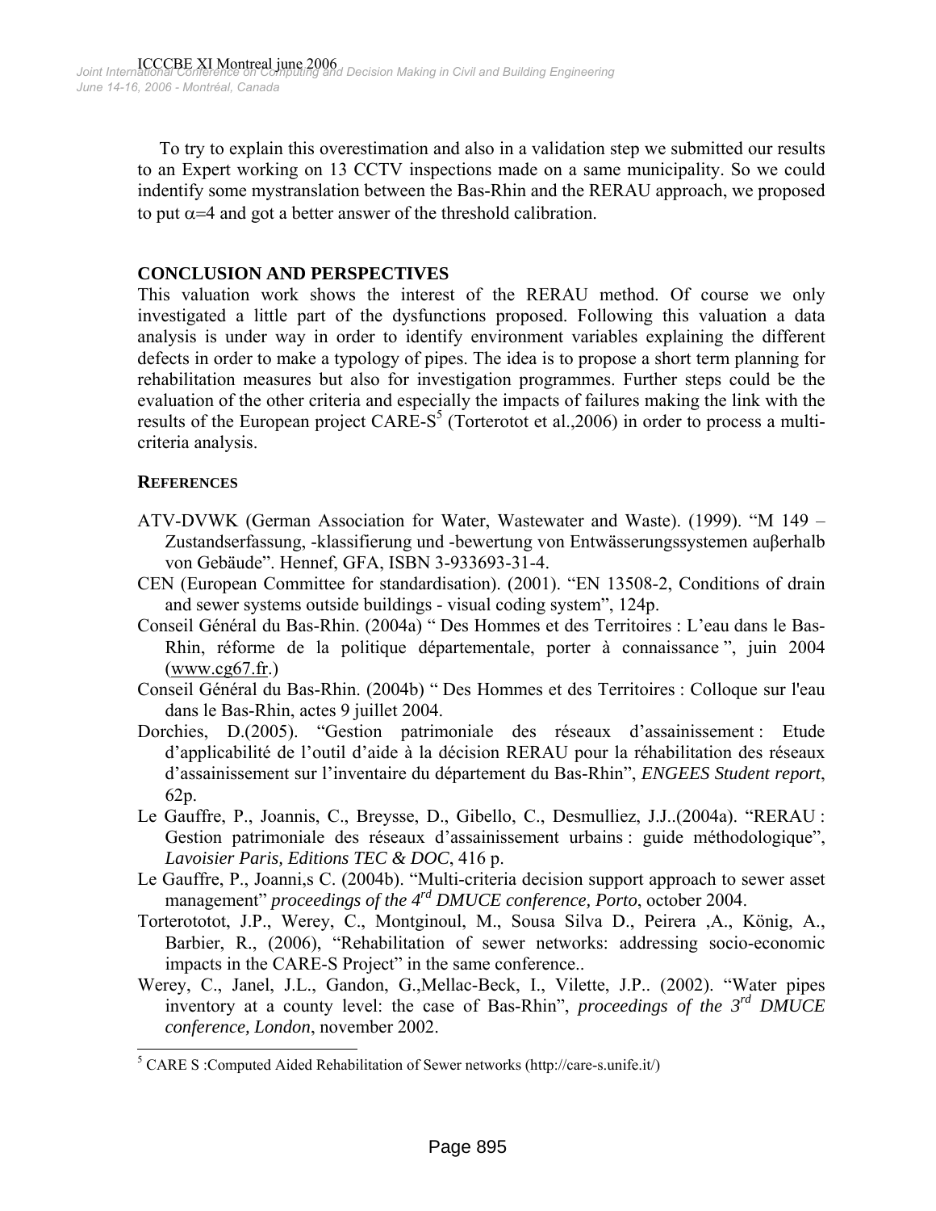To try to explain this overestimation and also in a validation step we submitted our results to an Expert working on 13 CCTV inspections made on a same municipality. So we could indentify some mystranslation between the Bas-Rhin and the RERAU approach, we proposed to put $\alpha$=4 and got a better answer of the threshold calibration.

## CONCLUSION AND PERSPECTIVES

This valuation work shows the interest of the RERAU method. Of course we only investigated a little part of the dysfunctions proposed. Following this valuation a data analysis is under way in order to identify environment variables explaining the different defects in order to make a typology of pipes. The idea is to propose a short term planning for rehabilitation measures but also for investigation programmes. Further steps could be the evaluation of the other criteria and especially the impacts of failures making the link with the results of the European project CARE-S[5] (Torterotot et al.,2006) in order to process a multi-criteria analysis.

## REFERENCES

ATV-DVWK (German Association for Water, Wastewater and Waste). (1999). "M 149 – Zustandserfassung, -klassifierung und -bewertung von Entwässerungssystemen auβerhalb von Gebäude". Hennef, GFA, ISBN 3-933693-31-4.

CEN (European Committee for standardisation). (2001). "EN 13508-2, Conditions of drain and sewer systems outside buildings - visual coding system", 124p.

Conseil Général du Bas-Rhin. (2004a) " Des Hommes et des Territoires : L'eau dans le Bas-Rhin, réforme de la politique départementale, porter à connaissance ", juin 2004 (www.cg67.fr.)

Conseil Général du Bas-Rhin. (2004b) " Des Hommes et des Territoires : Colloque sur l'eau dans le Bas-Rhin, actes 9 juillet 2004.

Dorchies, D.(2005). "Gestion patrimoniale des réseaux d'assainissement : Etude d'applicabilité de l'outil d'aide à la décision RERAU pour la réhabilitation des réseaux d'assainissement sur l'inventaire du département du Bas-Rhin", *ENGEES Student report*, 62p.

Le Gauffre, P., Joannis, C., Breysse, D., Gibello, C., Desmulliez, J.J..(2004a). "RERAU : Gestion patrimoniale des réseaux d'assainissement urbains : guide méthodologique", *Lavoisier Paris, Editions TEC & DOC*, 416 p.

Le Gauffre, P., Joanni,s C. (2004b). "Multi-criteria decision support approach to sewer asset management" *proceedings of the 4rd DMUCE conference, Porto*, october 2004.

Torterototot, J.P., Werey, C., Montginoul, M., Sousa Silva D., Peirera ,A., König, A., Barbier, R., (2006), "Rehabilitation of sewer networks: addressing socio-economic impacts in the CARE-S Project" in the same conference..

Werey, C., Janel, J.L., Gandon, G.,Mellac-Beck, I., Vilette, J.P.. (2002). "Water pipes inventory at a county level: the case of Bas-Rhin", *proceedings of the 3rd DMUCE conference, London*, november 2002.

[5] CARE S :Computed Aided Rehabilitation of Sewer networks (http://care-s.unife.it/)